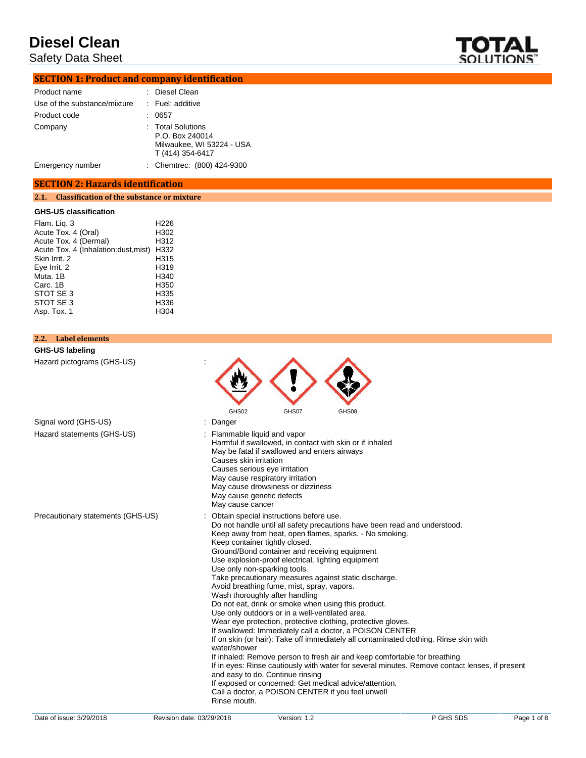# Diesel Clean

Safety Data Sheet

## SECTION 1: Product and company identification

| | |
|---|---|
| Product name | : Diesel Clean |
| Use of the substance/mixture | : Fuel: additive |
| Product code | : 0657 |
| Company | : Total Solutions<br>P.O. Box 240014<br>Milwaukee, WI 53224 - USA<br>T (414) 354-6417 |
| Emergency number | : Chemtrec: (800) 424-9300 |

## SECTION 2: Hazards identification

### 2.1. Classification of the substance or mixture

**GHS-US classification**

| | |
|---|---|
| Flam. Liq. 3 | H226 |
| Acute Tox. 4 (Oral) | H302 |
| Acute Tox. 4 (Dermal) | H312 |
| Acute Tox. 4 (Inhalation:dust,mist) | H332 |
| Skin Irrit. 2 | H315 |
| Eye Irrit. 2 | H319 |
| Muta. 1B | H340 |
| Carc. 1B | H350 |
| STOT SE 3 | H335 |
| STOT SE 3 | H336 |
| Asp. Tox. 1 | H304 |

### 2.2. Label elements

**GHS-US labeling**

Hazard pictograms (GHS-US) :

GHS02 GHS07 GHS08

Signal word (GHS-US) : Danger

Hazard statements (GHS-US) :
Flammable liquid and vapor
Harmful if swallowed, in contact with skin or if inhaled
May be fatal if swallowed and enters airways
Causes skin irritation
Causes serious eye irritation
May cause respiratory irritation
May cause drowsiness or dizziness
May cause genetic defects
May cause cancer

Precautionary statements (GHS-US) :
Obtain special instructions before use.
Do not handle until all safety precautions have been read and understood.
Keep away from heat, open flames, sparks. - No smoking.
Keep container tightly closed.
Ground/Bond container and receiving equipment
Use explosion-proof electrical, lighting equipment
Use only non-sparking tools.
Take precautionary measures against static discharge.
Avoid breathing fume, mist, spray, vapors.
Wash thoroughly after handling
Do not eat, drink or smoke when using this product.
Use only outdoors or in a well-ventilated area.
Wear eye protection, protective clothing, protective gloves.
If swallowed: Immediately call a doctor, a POISON CENTER
If on skin (or hair): Take off immediately all contaminated clothing. Rinse skin with water/shower
If inhaled: Remove person to fresh air and keep comfortable for breathing
If in eyes: Rinse cautiously with water for several minutes. Remove contact lenses, if present and easy to do. Continue rinsing
If exposed or concerned: Get medical advice/attention.
Call a doctor, a POISON CENTER if you feel unwell
Rinse mouth.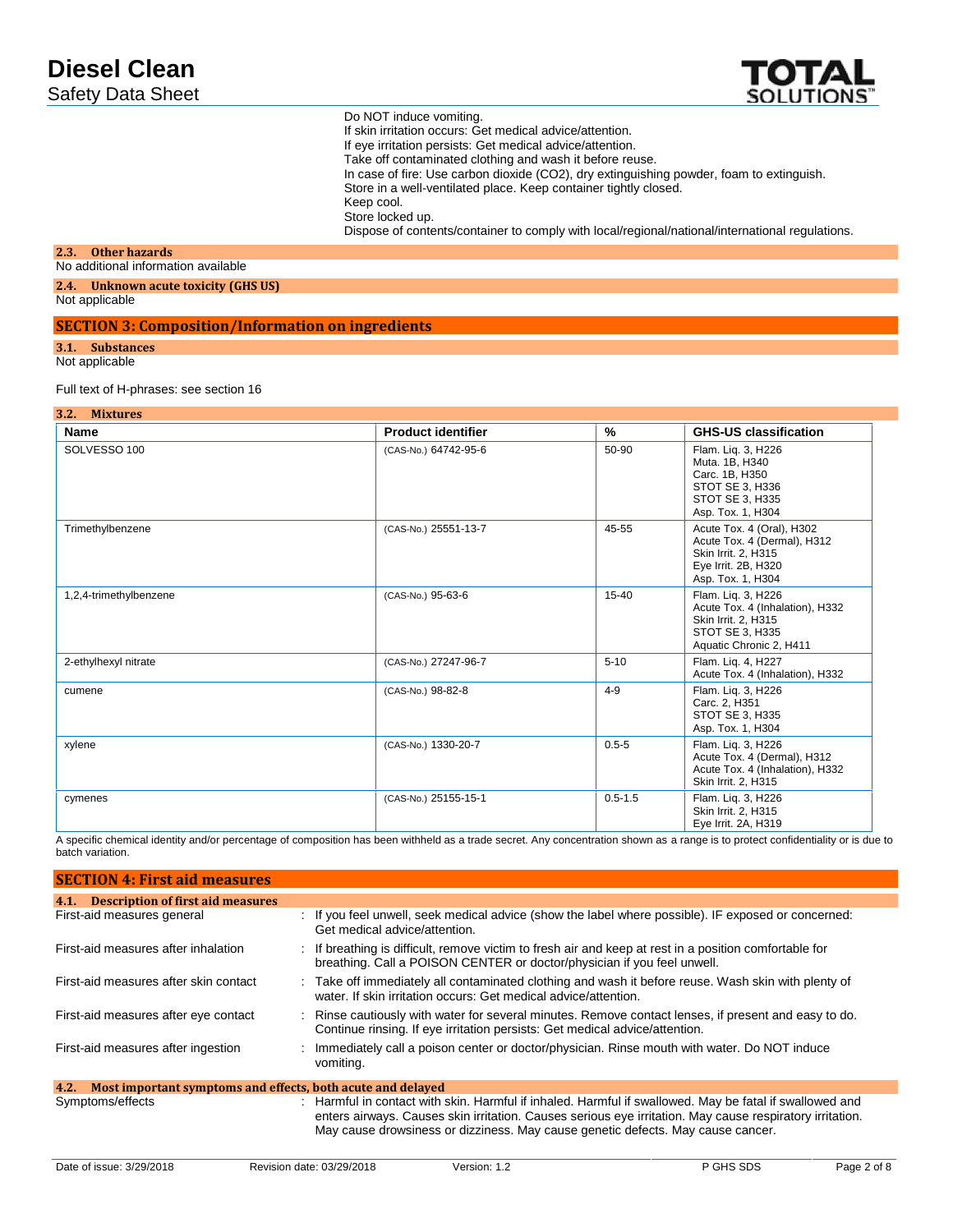Do NOT induce vomiting.
If skin irritation occurs: Get medical advice/attention.
If eye irritation persists: Get medical advice/attention.
Take off contaminated clothing and wash it before reuse.
In case of fire: Use carbon dioxide (CO2), dry extinguishing powder, foam to extinguish.
Store in a well-ventilated place. Keep container tightly closed.
Keep cool.
Store locked up.
Dispose of contents/container to comply with local/regional/national/international regulations.

### 2.3. Other hazards

No additional information available

### 2.4. Unknown acute toxicity (GHS US)

Not applicable

## SECTION 3: Composition/Information on ingredients

### 3.1. Substances

Not applicable

Full text of H-phrases: see section 16

### 3.2. Mixtures

| Name | Product identifier | % | GHS-US classification |
|---|---|---|---|
| SOLVESSO 100 | (CAS-No.) 64742-95-6 | 50-90 | Flam. Liq. 3, H226<br>Muta. 1B, H340<br>Carc. 1B, H350<br>STOT SE 3, H336<br>STOT SE 3, H335<br>Asp. Tox. 1, H304 |
| Trimethylbenzene | (CAS-No.) 25551-13-7 | 45-55 | Acute Tox. 4 (Oral), H302<br>Acute Tox. 4 (Dermal), H312<br>Skin Irrit. 2, H315<br>Eye Irrit. 2B, H320<br>Asp. Tox. 1, H304 |
| 1,2,4-trimethylbenzene | (CAS-No.) 95-63-6 | 15-40 | Flam. Liq. 3, H226<br>Acute Tox. 4 (Inhalation), H332<br>Skin Irrit. 2, H315<br>STOT SE 3, H335<br>Aquatic Chronic 2, H411 |
| 2-ethylhexyl nitrate | (CAS-No.) 27247-96-7 | 5-10 | Flam. Liq. 4, H227<br>Acute Tox. 4 (Inhalation), H332 |
| cumene | (CAS-No.) 98-82-8 | 4-9 | Flam. Liq. 3, H226<br>Carc. 2, H351<br>STOT SE 3, H335<br>Asp. Tox. 1, H304 |
| xylene | (CAS-No.) 1330-20-7 | 0.5-5 | Flam. Liq. 3, H226<br>Acute Tox. 4 (Dermal), H312<br>Acute Tox. 4 (Inhalation), H332<br>Skin Irrit. 2, H315 |
| cymenes | (CAS-No.) 25155-15-1 | 0.5-1.5 | Flam. Liq. 3, H226<br>Skin Irrit. 2, H315<br>Eye Irrit. 2A, H319 |

A specific chemical identity and/or percentage of composition has been withheld as a trade secret. Any concentration shown as a range is to protect confidentiality or is due to batch variation.

## SECTION 4: First aid measures

### 4.1. Description of first aid measures

First-aid measures general : If you feel unwell, seek medical advice (show the label where possible). IF exposed or concerned: Get medical advice/attention.

First-aid measures after inhalation : If breathing is difficult, remove victim to fresh air and keep at rest in a position comfortable for breathing. Call a POISON CENTER or doctor/physician if you feel unwell.

First-aid measures after skin contact : Take off immediately all contaminated clothing and wash it before reuse. Wash skin with plenty of water. If skin irritation occurs: Get medical advice/attention.

First-aid measures after eye contact : Rinse cautiously with water for several minutes. Remove contact lenses, if present and easy to do. Continue rinsing. If eye irritation persists: Get medical advice/attention.

First-aid measures after ingestion : Immediately call a poison center or doctor/physician. Rinse mouth with water. Do NOT induce vomiting.

### 4.2. Most important symptoms and effects, both acute and delayed

Symptoms/effects : Harmful in contact with skin. Harmful if inhaled. Harmful if swallowed. May be fatal if swallowed and enters airways. Causes skin irritation. Causes serious eye irritation. May cause respiratory irritation. May cause drowsiness or dizziness. May cause genetic defects. May cause cancer.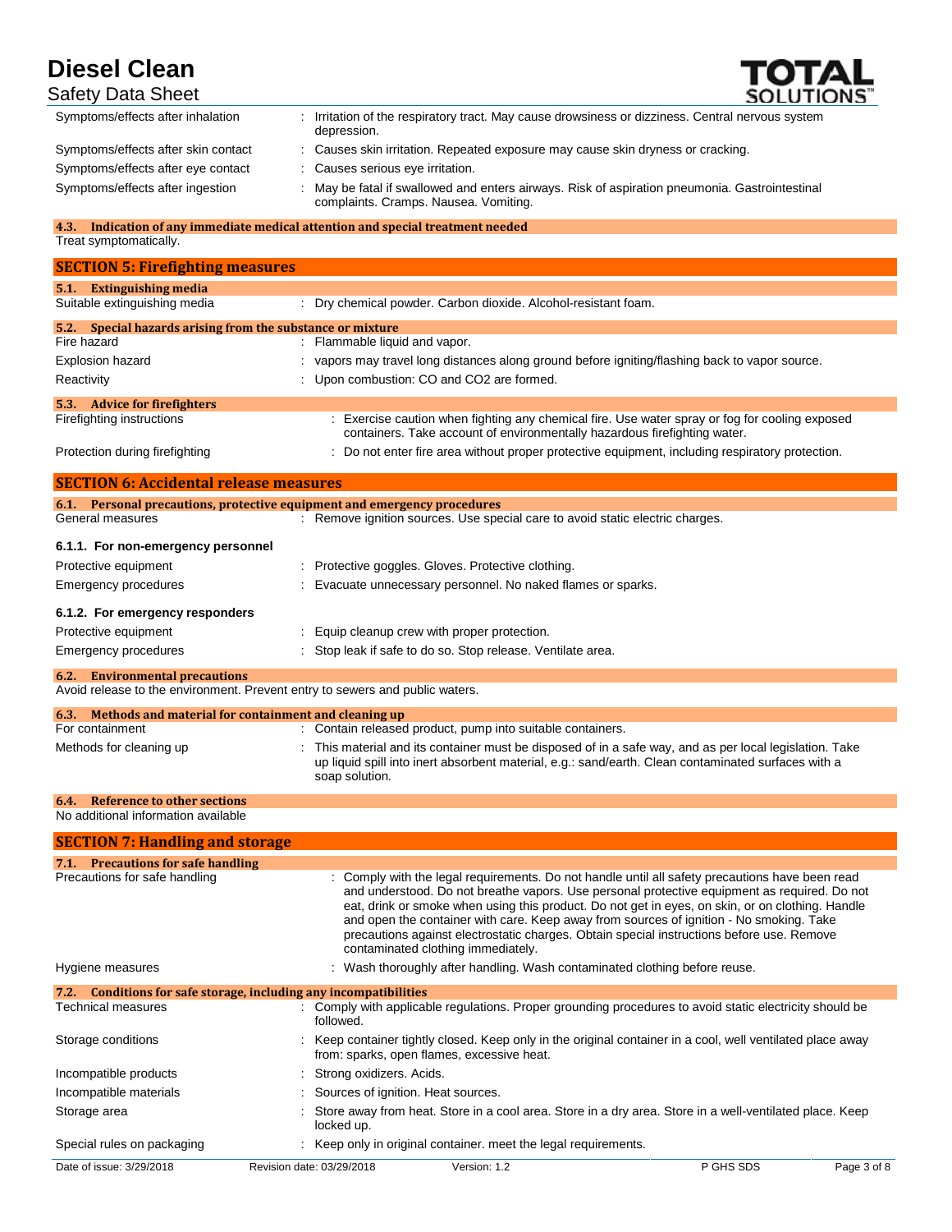Symptoms/effects after inhalation : Irritation of the respiratory tract. May cause drowsiness or dizziness. Central nervous system depression.

Symptoms/effects after skin contact : Causes skin irritation. Repeated exposure may cause skin dryness or cracking.

Symptoms/effects after eye contact : Causes serious eye irritation.

Symptoms/effects after ingestion : May be fatal if swallowed and enters airways. Risk of aspiration pneumonia. Gastrointestinal complaints. Cramps. Nausea. Vomiting.

### 4.3. Indication of any immediate medical attention and special treatment needed

Treat symptomatically.

## SECTION 5: Firefighting measures

### 5.1. Extinguishing media

Suitable extinguishing media : Dry chemical powder. Carbon dioxide. Alcohol-resistant foam.

### 5.2. Special hazards arising from the substance or mixture

Fire hazard : Flammable liquid and vapor.

Explosion hazard : vapors may travel long distances along ground before igniting/flashing back to vapor source.

Reactivity : Upon combustion: CO and CO2 are formed.

### 5.3. Advice for firefighters

Firefighting instructions : Exercise caution when fighting any chemical fire. Use water spray or fog for cooling exposed containers. Take account of environmentally hazardous firefighting water.

Protection during firefighting : Do not enter fire area without proper protective equipment, including respiratory protection.

## SECTION 6: Accidental release measures

### 6.1. Personal precautions, protective equipment and emergency procedures

General measures : Remove ignition sources. Use special care to avoid static electric charges.

#### 6.1.1. For non-emergency personnel

Protective equipment : Protective goggles. Gloves. Protective clothing.

Emergency procedures : Evacuate unnecessary personnel. No naked flames or sparks.

#### 6.1.2. For emergency responders

Protective equipment : Equip cleanup crew with proper protection.

Emergency procedures : Stop leak if safe to do so. Stop release. Ventilate area.

### 6.2. Environmental precautions

Avoid release to the environment. Prevent entry to sewers and public waters.

### 6.3. Methods and material for containment and cleaning up

For containment : Contain released product, pump into suitable containers.

Methods for cleaning up : This material and its container must be disposed of in a safe way, and as per local legislation. Take up liquid spill into inert absorbent material, e.g.: sand/earth. Clean contaminated surfaces with a soap solution.

### 6.4. Reference to other sections

No additional information available

## SECTION 7: Handling and storage

### 7.1. Precautions for safe handling

Precautions for safe handling : Comply with the legal requirements. Do not handle until all safety precautions have been read and understood. Do not breathe vapors. Use personal protective equipment as required. Do not eat, drink or smoke when using this product. Do not get in eyes, on skin, or on clothing. Handle and open the container with care. Keep away from sources of ignition - No smoking. Take precautions against electrostatic charges. Obtain special instructions before use. Remove contaminated clothing immediately.

Hygiene measures : Wash thoroughly after handling. Wash contaminated clothing before reuse.

### 7.2. Conditions for safe storage, including any incompatibilities

Technical measures : Comply with applicable regulations. Proper grounding procedures to avoid static electricity should be followed.

Storage conditions : Keep container tightly closed. Keep only in the original container in a cool, well ventilated place away from: sparks, open flames, excessive heat.

Incompatible products : Strong oxidizers. Acids.

Incompatible materials : Sources of ignition. Heat sources.

Storage area : Store away from heat. Store in a cool area. Store in a dry area. Store in a well-ventilated place. Keep locked up.

Special rules on packaging : Keep only in original container. meet the legal requirements.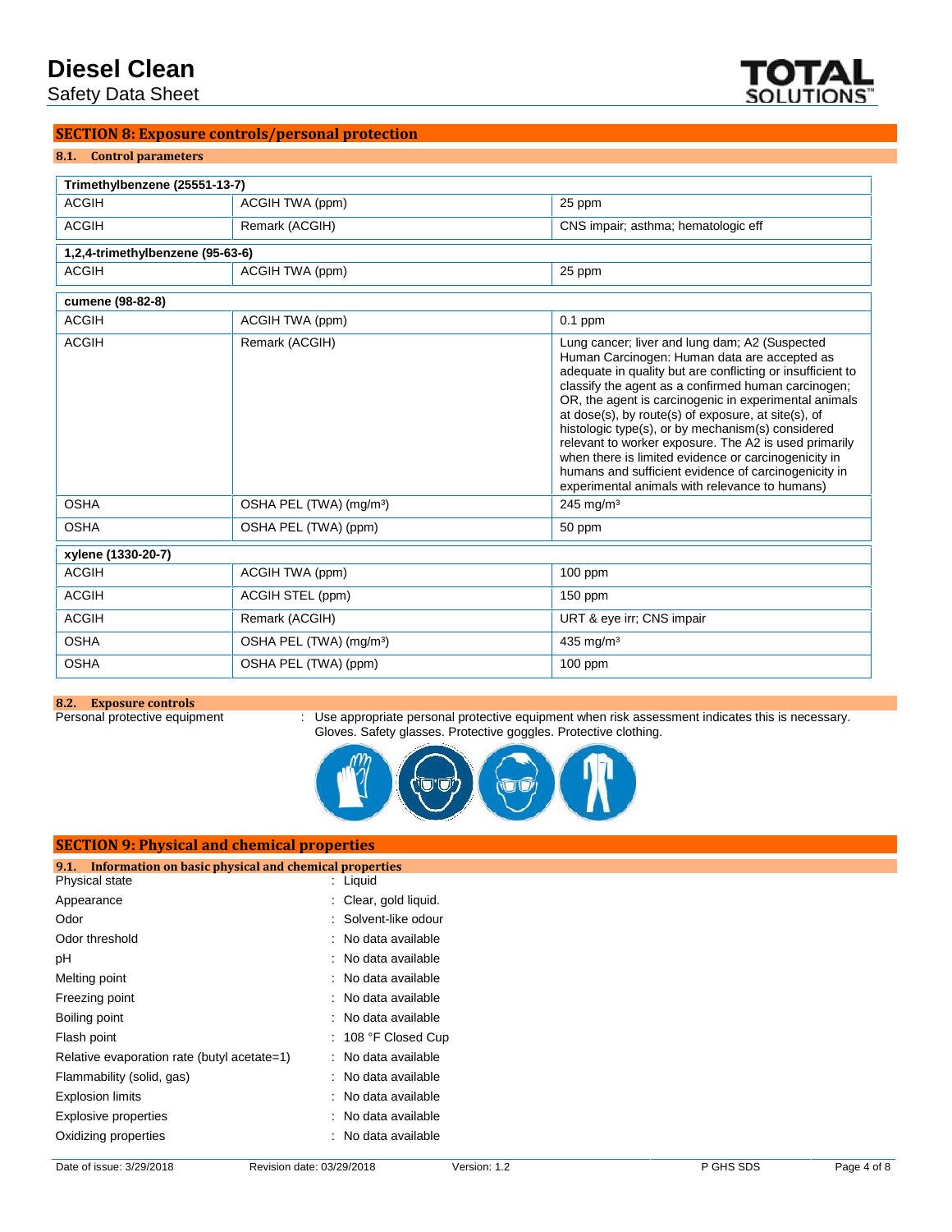## SECTION 8: Exposure controls/personal protection

### 8.1. Control parameters

| Trimethylbenzene (25551-13-7) | | |
|---|---|---|
| ACGIH | ACGIH TWA (ppm) | 25 ppm |
| ACGIH | Remark (ACGIH) | CNS impair; asthma; hematologic eff |

| 1,2,4-trimethylbenzene (95-63-6) | | |
|---|---|---|
| ACGIH | ACGIH TWA (ppm) | 25 ppm |

| cumene (98-82-8) | | |
|---|---|---|
| ACGIH | ACGIH TWA (ppm) | 0.1 ppm |
| ACGIH | Remark (ACGIH) | Lung cancer; liver and lung dam; A2 (Suspected Human Carcinogen: Human data are accepted as adequate in quality but are conflicting or insufficient to classify the agent as a confirmed human carcinogen; OR, the agent is carcinogenic in experimental animals at dose(s), by route(s) of exposure, at site(s), of histologic type(s), or by mechanism(s) considered relevant to worker exposure. The A2 is used primarily when there is limited evidence or carcinogenicity in humans and sufficient evidence of carcinogenicity in experimental animals with relevance to humans) |
| OSHA | OSHA PEL (TWA) (mg/m³) | 245 mg/m³ |
| OSHA | OSHA PEL (TWA) (ppm) | 50 ppm |

| xylene (1330-20-7) | | |
|---|---|---|
| ACGIH | ACGIH TWA (ppm) | 100 ppm |
| ACGIH | ACGIH STEL (ppm) | 150 ppm |
| ACGIH | Remark (ACGIH) | URT & eye irr; CNS impair |
| OSHA | OSHA PEL (TWA) (mg/m³) | 435 mg/m³ |
| OSHA | OSHA PEL (TWA) (ppm) | 100 ppm |

### 8.2. Exposure controls

Personal protective equipment : Use appropriate personal protective equipment when risk assessment indicates this is necessary. Gloves. Safety glasses. Protective goggles. Protective clothing.

## SECTION 9: Physical and chemical properties

### 9.1. Information on basic physical and chemical properties

| | |
|---|---|
| Physical state | : Liquid |
| Appearance | : Clear, gold liquid. |
| Odor | : Solvent-like odour |
| Odor threshold | : No data available |
| pH | : No data available |
| Melting point | : No data available |
| Freezing point | : No data available |
| Boiling point | : No data available |
| Flash point | : 108 °F Closed Cup |
| Relative evaporation rate (butyl acetate=1) | : No data available |
| Flammability (solid, gas) | : No data available |
| Explosion limits | : No data available |
| Explosive properties | : No data available |
| Oxidizing properties | : No data available |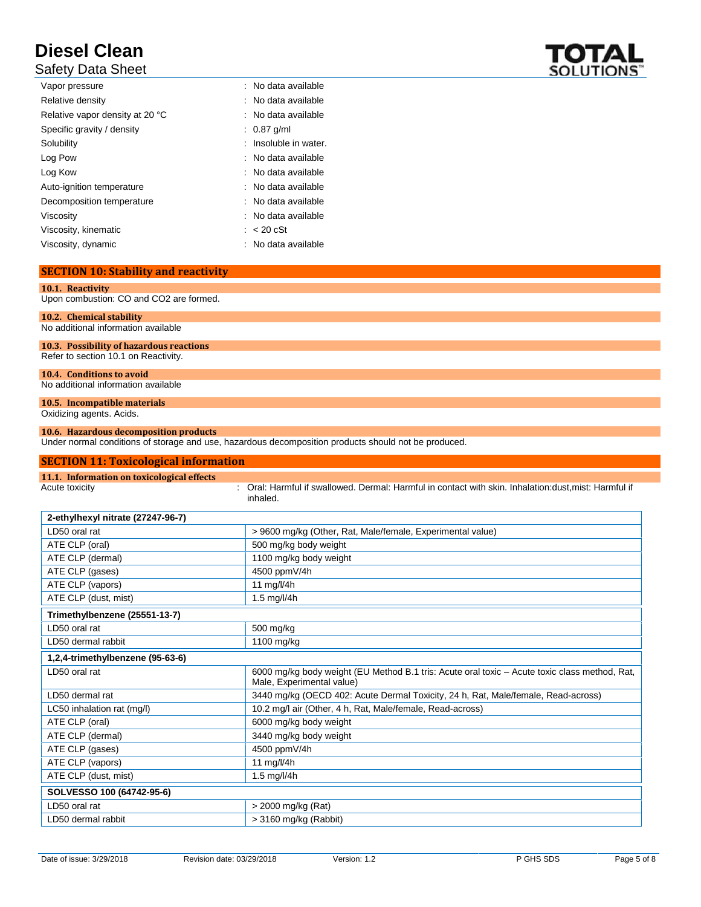| | |
|---|---|
| Vapor pressure | : No data available |
| Relative density | : No data available |
| Relative vapor density at 20 °C | : No data available |
| Specific gravity / density | : 0.87 g/ml |
| Solubility | : Insoluble in water. |
| Log Pow | : No data available |
| Log Kow | : No data available |
| Auto-ignition temperature | : No data available |
| Decomposition temperature | : No data available |
| Viscosity | : No data available |
| Viscosity, kinematic | : < 20 cSt |
| Viscosity, dynamic | : No data available |

## SECTION 10: Stability and reactivity

### 10.1. Reactivity

Upon combustion: CO and CO2 are formed.

### 10.2. Chemical stability

No additional information available

### 10.3. Possibility of hazardous reactions

Refer to section 10.1 on Reactivity.

### 10.4. Conditions to avoid

No additional information available

### 10.5. Incompatible materials

Oxidizing agents. Acids.

### 10.6. Hazardous decomposition products

Under normal conditions of storage and use, hazardous decomposition products should not be produced.

## SECTION 11: Toxicological information

### 11.1. Information on toxicological effects

Acute toxicity : Oral: Harmful if swallowed. Dermal: Harmful in contact with skin. Inhalation:dust,mist: Harmful if inhaled.

| **2-ethylhexyl nitrate (27247-96-7)** | |
|---|---|
| LD50 oral rat | > 9600 mg/kg (Other, Rat, Male/female, Experimental value) |
| ATE CLP (oral) | 500 mg/kg body weight |
| ATE CLP (dermal) | 1100 mg/kg body weight |
| ATE CLP (gases) | 4500 ppmV/4h |
| ATE CLP (vapors) | 11 mg/l/4h |
| ATE CLP (dust, mist) | 1.5 mg/l/4h |
| **Trimethylbenzene (25551-13-7)** | |
| LD50 oral rat | 500 mg/kg |
| LD50 dermal rabbit | 1100 mg/kg |
| **1,2,4-trimethylbenzene (95-63-6)** | |
| LD50 oral rat | 6000 mg/kg body weight (EU Method B.1 tris: Acute oral toxic – Acute toxic class method, Rat, Male, Experimental value) |
| LD50 dermal rat | 3440 mg/kg (OECD 402: Acute Dermal Toxicity, 24 h, Rat, Male/female, Read-across) |
| LC50 inhalation rat (mg/l) | 10.2 mg/l air (Other, 4 h, Rat, Male/female, Read-across) |
| ATE CLP (oral) | 6000 mg/kg body weight |
| ATE CLP (dermal) | 3440 mg/kg body weight |
| ATE CLP (gases) | 4500 ppmV/4h |
| ATE CLP (vapors) | 11 mg/l/4h |
| ATE CLP (dust, mist) | 1.5 mg/l/4h |
| **SOLVESSO 100 (64742-95-6)** | |
| LD50 oral rat | > 2000 mg/kg (Rat) |
| LD50 dermal rabbit | > 3160 mg/kg (Rabbit) |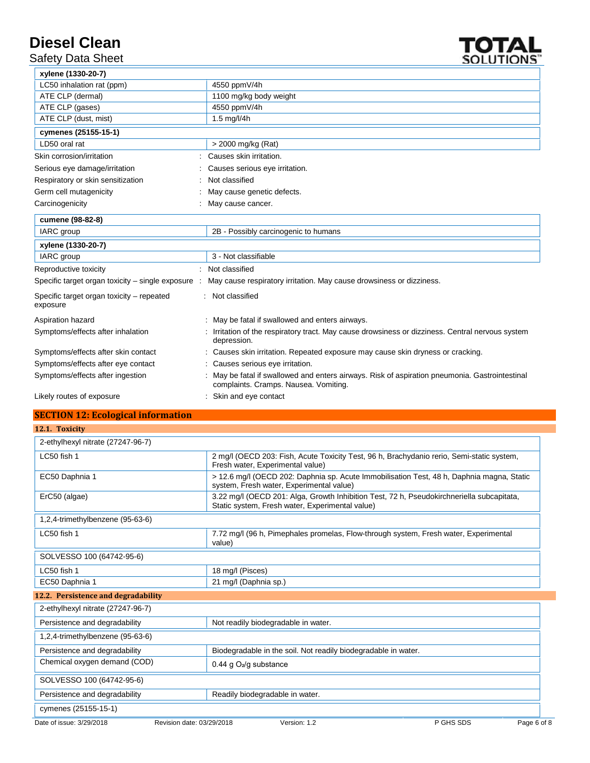| xylene (1330-20-7) | |
|---|---|
| LC50 inhalation rat (ppm) | 4550 ppmV/4h |
| ATE CLP (dermal) | 1100 mg/kg body weight |
| ATE CLP (gases) | 4550 ppmV/4h |
| ATE CLP (dust, mist) | 1.5 mg/l/4h |

| cymenes (25155-15-1) | |
|---|---|
| LD50 oral rat | > 2000 mg/kg (Rat) |

Skin corrosion/irritation : Causes skin irritation.

Serious eye damage/irritation : Causes serious eye irritation.

Respiratory or skin sensitization : Not classified

Germ cell mutagenicity : May cause genetic defects.

Carcinogenicity : May cause cancer.

| cumene (98-82-8) | |
|---|---|
| IARC group | 2B - Possibly carcinogenic to humans |

| xylene (1330-20-7) | |
|---|---|
| IARC group | 3 - Not classifiable |

Reproductive toxicity : Not classified

Specific target organ toxicity – single exposure : May cause respiratory irritation. May cause drowsiness or dizziness.

Specific target organ toxicity – repeated exposure : Not classified

Aspiration hazard : May be fatal if swallowed and enters airways.

Symptoms/effects after inhalation : Irritation of the respiratory tract. May cause drowsiness or dizziness. Central nervous system depression.

Symptoms/effects after skin contact : Causes skin irritation. Repeated exposure may cause skin dryness or cracking.

Symptoms/effects after eye contact : Causes serious eye irritation.

Symptoms/effects after ingestion : May be fatal if swallowed and enters airways. Risk of aspiration pneumonia. Gastrointestinal complaints. Cramps. Nausea. Vomiting.

Likely routes of exposure : Skin and eye contact

## SECTION 12: Ecological information

### 12.1. Toxicity

| 2-ethylhexyl nitrate (27247-96-7) | |
|---|---|
| LC50 fish 1 | 2 mg/l (OECD 203: Fish, Acute Toxicity Test, 96 h, Brachydanio rerio, Semi-static system, Fresh water, Experimental value) |
| EC50 Daphnia 1 | > 12.6 mg/l (OECD 202: Daphnia sp. Acute Immobilisation Test, 48 h, Daphnia magna, Static system, Fresh water, Experimental value) |
| ErC50 (algae) | 3.22 mg/l (OECD 201: Alga, Growth Inhibition Test, 72 h, Pseudokirchneriella subcapitata, Static system, Fresh water, Experimental value) |

| 1,2,4-trimethylbenzene (95-63-6) | |
|---|---|
| LC50 fish 1 | 7.72 mg/l (96 h, Pimephales promelas, Flow-through system, Fresh water, Experimental value) |

| SOLVESSO 100 (64742-95-6) | |
|---|---|
| LC50 fish 1 | 18 mg/l (Pisces) |
| EC50 Daphnia 1 | 21 mg/l (Daphnia sp.) |

### 12.2. Persistence and degradability

| 2-ethylhexyl nitrate (27247-96-7) | |
|---|---|
| Persistence and degradability | Not readily biodegradable in water. |

| 1,2,4-trimethylbenzene (95-63-6) | |
|---|---|
| Persistence and degradability | Biodegradable in the soil. Not readily biodegradable in water. |
| Chemical oxygen demand (COD) | 0.44 g $O_2$/g substance |

| SOLVESSO 100 (64742-95-6) | |
|---|---|
| Persistence and degradability | Readily biodegradable in water. |

| cymenes (25155-15-1) | |
|---|---|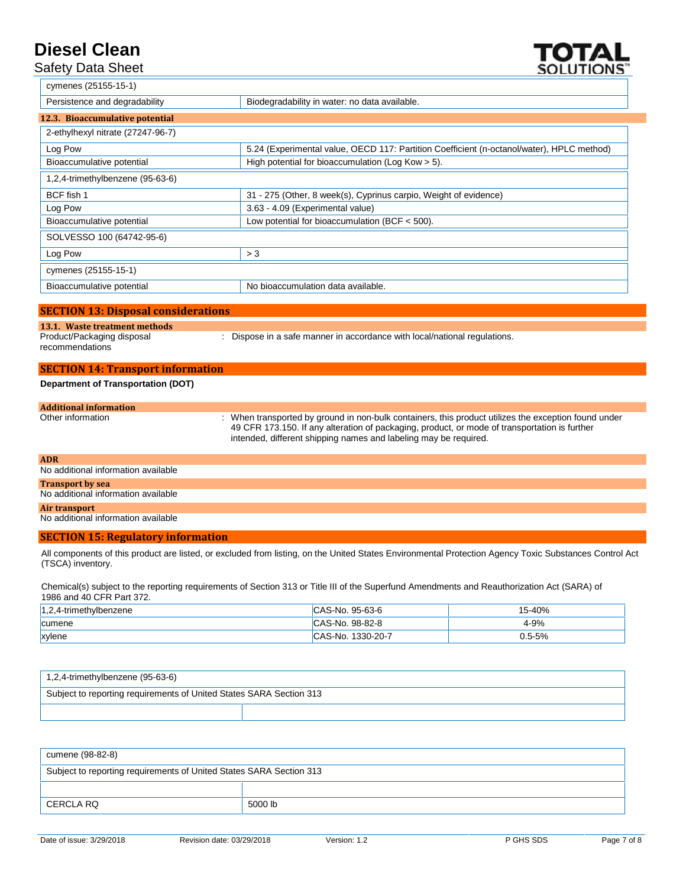| cymenes (25155-15-1) | |
|---|---|
| Persistence and degradability | Biodegradability in water: no data available. |

### 12.3. Bioaccumulative potential

| 2-ethylhexyl nitrate (27247-96-7) | |
|---|---|
| Log Pow | 5.24 (Experimental value, OECD 117: Partition Coefficient (n-octanol/water), HPLC method) |
| Bioaccumulative potential | High potential for bioaccumulation (Log Kow > 5). |

| 1,2,4-trimethylbenzene (95-63-6) | |
|---|---|
| BCF fish 1 | 31 - 275 (Other, 8 week(s), Cyprinus carpio, Weight of evidence) |
| Log Pow | 3.63 - 4.09 (Experimental value) |
| Bioaccumulative potential | Low potential for bioaccumulation (BCF < 500). |

| SOLVESSO 100 (64742-95-6) | |
|---|---|
| Log Pow | > 3 |

| cymenes (25155-15-1) | |
|---|---|
| Bioaccumulative potential | No bioaccumulation data available. |

## SECTION 13: Disposal considerations

### 13.1. Waste treatment methods

Product/Packaging disposal recommendations : Dispose in a safe manner in accordance with local/national regulations.

## SECTION 14: Transport information

**Department of Transportation (DOT)**

### Additional information

Other information : When transported by ground in non-bulk containers, this product utilizes the exception found under 49 CFR 173.150. If any alteration of packaging, product, or mode of transportation is further intended, different shipping names and labeling may be required.

### ADR

No additional information available

### Transport by sea

No additional information available

### Air transport

No additional information available

## SECTION 15: Regulatory information

All components of this product are listed, or excluded from listing, on the United States Environmental Protection Agency Toxic Substances Control Act (TSCA) inventory.

Chemical(s) subject to the reporting requirements of Section 313 or Title III of the Superfund Amendments and Reauthorization Act (SARA) of 1986 and 40 CFR Part 372.

| | | |
|---|---|---|
| 1,2,4-trimethylbenzene | CAS-No. 95-63-6 | 15-40% |
| cumene | CAS-No. 98-82-8 | 4-9% |
| xylene | CAS-No. 1330-20-7 | 0.5-5% |

| 1,2,4-trimethylbenzene (95-63-6) | |
|---|---|
| Subject to reporting requirements of United States SARA Section 313 | |
| | |

| cumene (98-82-8) | |
|---|---|
| Subject to reporting requirements of United States SARA Section 313 | |
| | |
| CERCLA RQ | 5000 lb |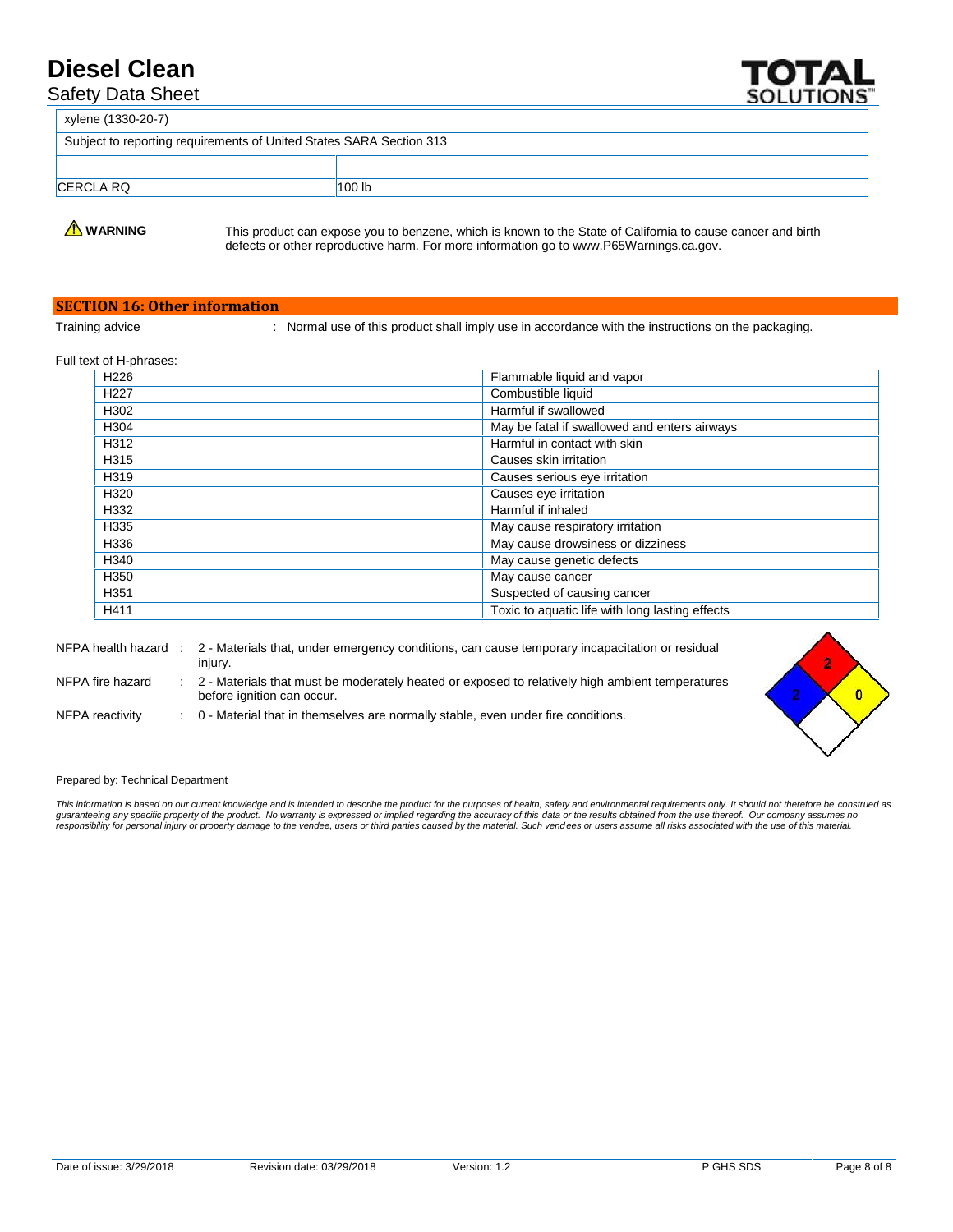| xylene (1330-20-7) | |
|---|---|
| Subject to reporting requirements of United States SARA Section 313 | |
| | |
| CERCLA RQ | 100 lb |

**WARNING** This product can expose you to benzene, which is known to the State of California to cause cancer and birth defects or other reproductive harm. For more information go to www.P65Warnings.ca.gov.

## SECTION 16: Other information

Training advice : Normal use of this product shall imply use in accordance with the instructions on the packaging.

Full text of H-phrases:

| | |
|---|---|
| H226 | Flammable liquid and vapor |
| H227 | Combustible liquid |
| H302 | Harmful if swallowed |
| H304 | May be fatal if swallowed and enters airways |
| H312 | Harmful in contact with skin |
| H315 | Causes skin irritation |
| H319 | Causes serious eye irritation |
| H320 | Causes eye irritation |
| H332 | Harmful if inhaled |
| H335 | May cause respiratory irritation |
| H336 | May cause drowsiness or dizziness |
| H340 | May cause genetic defects |
| H350 | May cause cancer |
| H351 | Suspected of causing cancer |
| H411 | Toxic to aquatic life with long lasting effects |

NFPA health hazard : 2 - Materials that, under emergency conditions, can cause temporary incapacitation or residual injury.

NFPA fire hazard : 2 - Materials that must be moderately heated or exposed to relatively high ambient temperatures before ignition can occur.

NFPA reactivity : 0 - Material that in themselves are normally stable, even under fire conditions.

2
2
0

Prepared by: Technical Department

*This information is based on our current knowledge and is intended to describe the product for the purposes of health, safety and environmental requirements only. It should not therefore be construed as guaranteeing any specific property of the product. No warranty is expressed or implied regarding the accuracy of this data or the results obtained from the use thereof. Our company assumes no responsibility for personal injury or property damage to the vendee, users or third parties caused by the material. Such vendees or users assume all risks associated with the use of this material.*